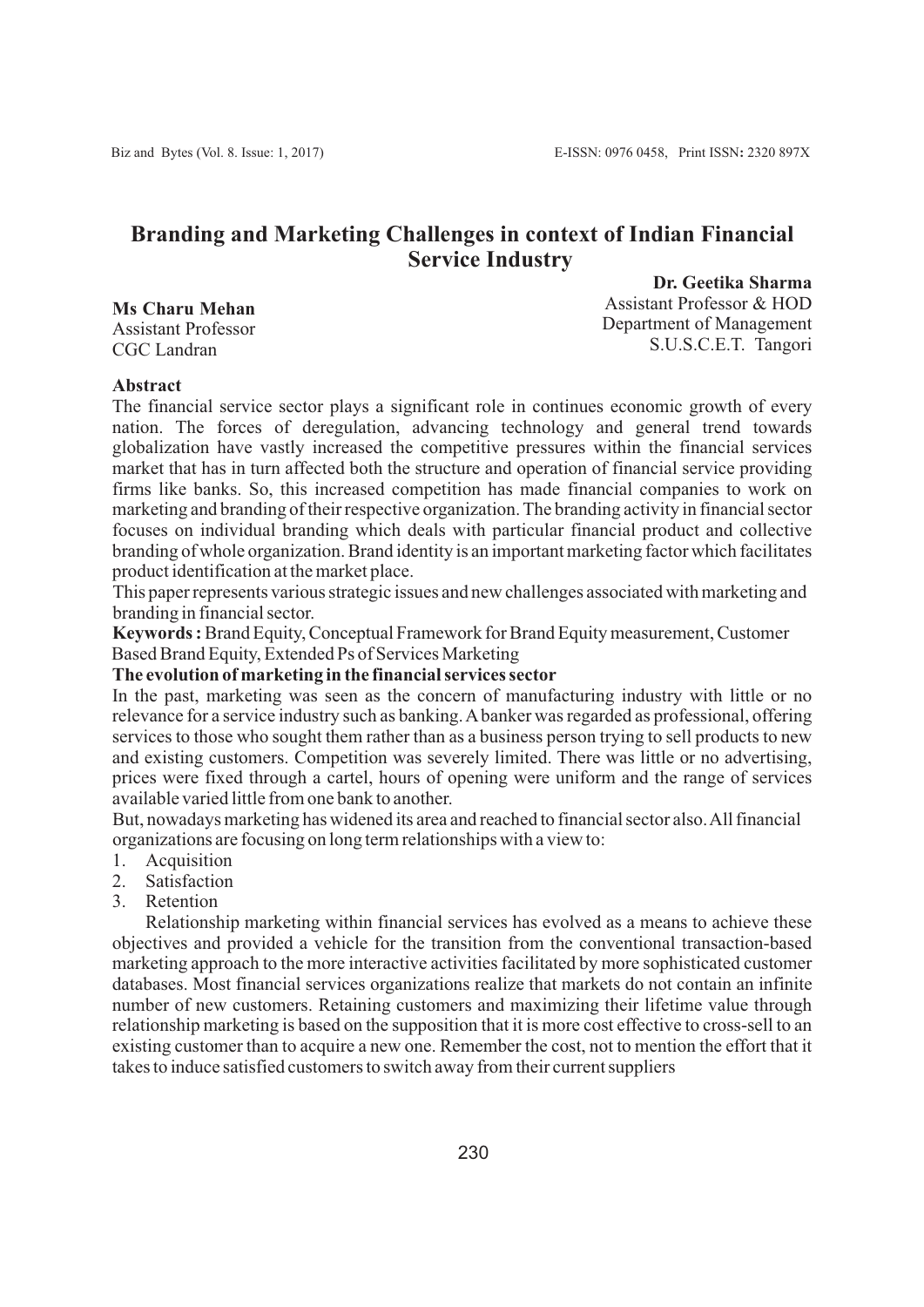# Branding and Marketing Challenges in context of Indian Financial Service Industry

**Ms Charu Mehan**
Assistant Professor
CGC Landran

**Dr. Geetika Sharma**
Assistant Professor & HOD
Department of Management
S.U.S.C.E.T. Tangori

**Abstract**

The financial service sector plays a significant role in continues economic growth of every nation. The forces of deregulation, advancing technology and general trend towards globalization have vastly increased the competitive pressures within the financial services market that has in turn affected both the structure and operation of financial service providing firms like banks. So, this increased competition has made financial companies to work on marketing and branding of their respective organization. The branding activity in financial sector focuses on individual branding which deals with particular financial product and collective branding of whole organization. Brand identity is an important marketing factor which facilitates product identification at the market place.

This paper represents various strategic issues and new challenges associated with marketing and branding in financial sector.

**Keywords :** Brand Equity, Conceptual Framework for Brand Equity measurement, Customer Based Brand Equity, Extended Ps of Services Marketing

**The evolution of marketing in the financial services sector**

In the past, marketing was seen as the concern of manufacturing industry with little or no relevance for a service industry such as banking. A banker was regarded as professional, offering services to those who sought them rather than as a business person trying to sell products to new and existing customers. Competition was severely limited. There was little or no advertising, prices were fixed through a cartel, hours of opening were uniform and the range of services available varied little from one bank to another.

But, nowadays marketing has widened its area and reached to financial sector also. All financial organizations are focusing on long term relationships with a view to:

1. Acquisition
2. Satisfaction
3. Retention

Relationship marketing within financial services has evolved as a means to achieve these objectives and provided a vehicle for the transition from the conventional transaction-based marketing approach to the more interactive activities facilitated by more sophisticated customer databases. Most financial services organizations realize that markets do not contain an infinite number of new customers. Retaining customers and maximizing their lifetime value through relationship marketing is based on the supposition that it is more cost effective to cross-sell to an existing customer than to acquire a new one. Remember the cost, not to mention the effort that it takes to induce satisfied customers to switch away from their current suppliers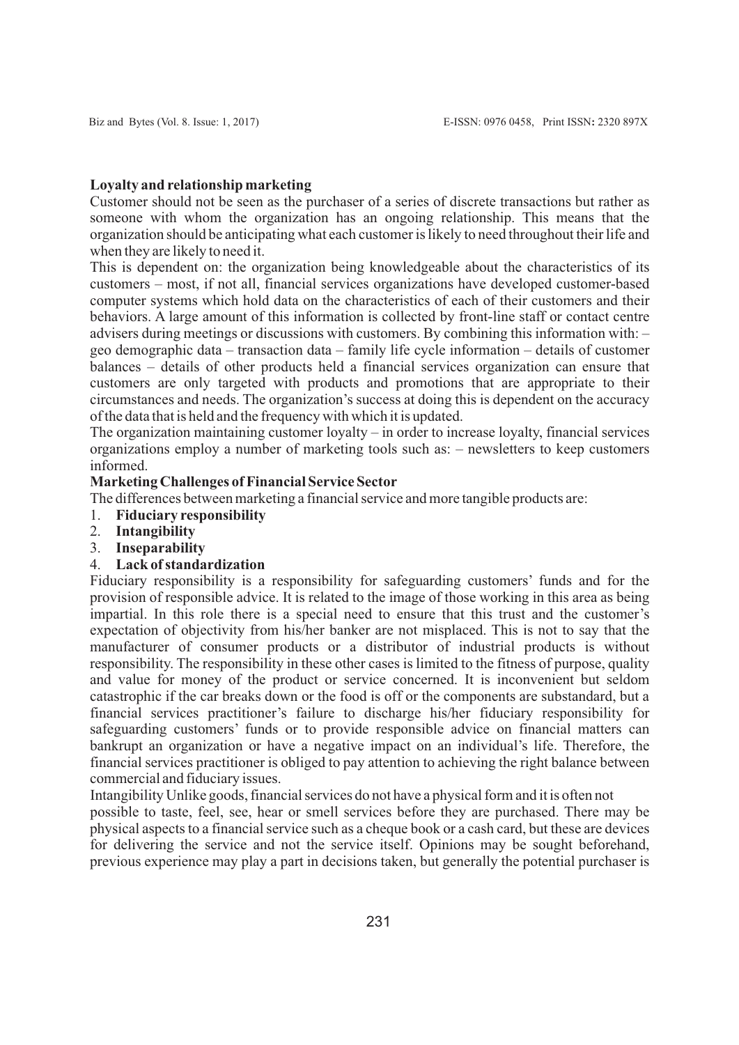**Loyalty and relationship marketing**

Customer should not be seen as the purchaser of a series of discrete transactions but rather as someone with whom the organization has an ongoing relationship. This means that the organization should be anticipating what each customer is likely to need throughout their life and when they are likely to need it.

This is dependent on: the organization being knowledgeable about the characteristics of its customers – most, if not all, financial services organizations have developed customer-based computer systems which hold data on the characteristics of each of their customers and their behaviors. A large amount of this information is collected by front-line staff or contact centre advisers during meetings or discussions with customers. By combining this information with: – geo demographic data – transaction data – family life cycle information – details of customer balances – details of other products held a financial services organization can ensure that customers are only targeted with products and promotions that are appropriate to their circumstances and needs. The organization's success at doing this is dependent on the accuracy of the data that is held and the frequency with which it is updated.

The organization maintaining customer loyalty – in order to increase loyalty, financial services organizations employ a number of marketing tools such as: – newsletters to keep customers informed.

**Marketing Challenges of Financial Service Sector**

The differences between marketing a financial service and more tangible products are:

1. **Fiduciary responsibility**
2. **Intangibility**
3. **Inseparability**
4. **Lack of standardization**

Fiduciary responsibility is a responsibility for safeguarding customers' funds and for the provision of responsible advice. It is related to the image of those working in this area as being impartial. In this role there is a special need to ensure that this trust and the customer's expectation of objectivity from his/her banker are not misplaced. This is not to say that the manufacturer of consumer products or a distributor of industrial products is without responsibility. The responsibility in these other cases is limited to the fitness of purpose, quality and value for money of the product or service concerned. It is inconvenient but seldom catastrophic if the car breaks down or the food is off or the components are substandard, but a financial services practitioner's failure to discharge his/her fiduciary responsibility for safeguarding customers' funds or to provide responsible advice on financial matters can bankrupt an organization or have a negative impact on an individual's life. Therefore, the financial services practitioner is obliged to pay attention to achieving the right balance between commercial and fiduciary issues.

Intangibility Unlike goods, financial services do not have a physical form and it is often not possible to taste, feel, see, hear or smell services before they are purchased. There may be physical aspects to a financial service such as a cheque book or a cash card, but these are devices for delivering the service and not the service itself. Opinions may be sought beforehand, previous experience may play a part in decisions taken, but generally the potential purchaser is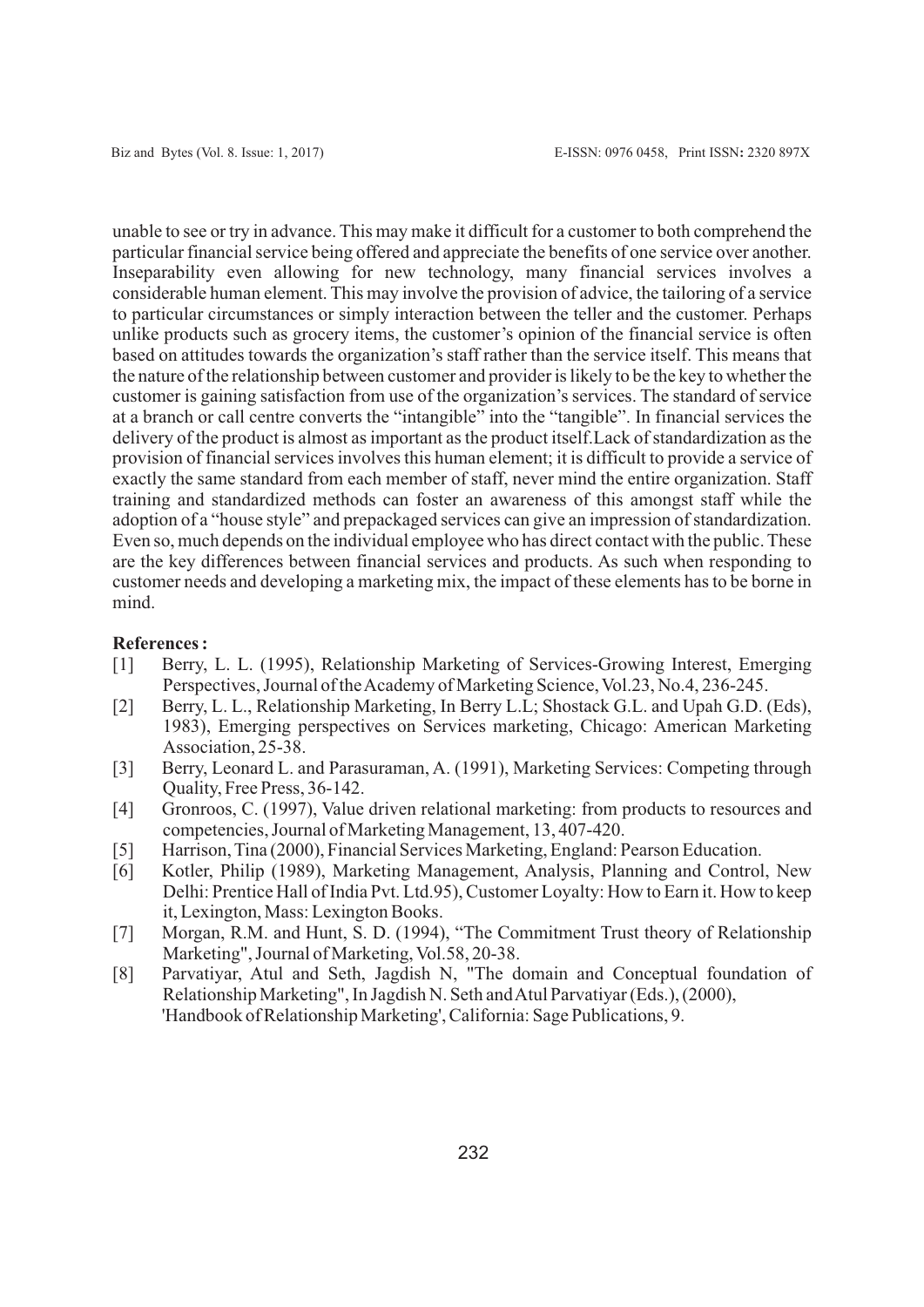unable to see or try in advance. This may make it difficult for a customer to both comprehend the particular financial service being offered and appreciate the benefits of one service over another. Inseparability even allowing for new technology, many financial services involves a considerable human element. This may involve the provision of advice, the tailoring of a service to particular circumstances or simply interaction between the teller and the customer. Perhaps unlike products such as grocery items, the customer's opinion of the financial service is often based on attitudes towards the organization's staff rather than the service itself. This means that the nature of the relationship between customer and provider is likely to be the key to whether the customer is gaining satisfaction from use of the organization's services. The standard of service at a branch or call centre converts the "intangible" into the "tangible". In financial services the delivery of the product is almost as important as the product itself.Lack of standardization as the provision of financial services involves this human element; it is difficult to provide a service of exactly the same standard from each member of staff, never mind the entire organization. Staff training and standardized methods can foster an awareness of this amongst staff while the adoption of a "house style" and prepackaged services can give an impression of standardization. Even so, much depends on the individual employee who has direct contact with the public. These are the key differences between financial services and products. As such when responding to customer needs and developing a marketing mix, the impact of these elements has to be borne in mind.

**References :**

[1] Berry, L. L. (1995), Relationship Marketing of Services-Growing Interest, Emerging Perspectives, Journal of the Academy of Marketing Science, Vol.23, No.4, 236-245.

[2] Berry, L. L., Relationship Marketing, In Berry L.L; Shostack G.L. and Upah G.D. (Eds), 1983), Emerging perspectives on Services marketing, Chicago: American Marketing Association, 25-38.

[3] Berry, Leonard L. and Parasuraman, A. (1991), Marketing Services: Competing through Quality, Free Press, 36-142.

[4] Gronroos, C. (1997), Value driven relational marketing: from products to resources and competencies, Journal of Marketing Management, 13, 407-420.

[5] Harrison, Tina (2000), Financial Services Marketing, England: Pearson Education.

[6] Kotler, Philip (1989), Marketing Management, Analysis, Planning and Control, New Delhi: Prentice Hall of India Pvt. Ltd.95), Customer Loyalty: How to Earn it. How to keep it, Lexington, Mass: Lexington Books.

[7] Morgan, R.M. and Hunt, S. D. (1994), "The Commitment Trust theory of Relationship Marketing", Journal of Marketing, Vol.58, 20-38.

[8] Parvatiyar, Atul and Seth, Jagdish N, "The domain and Conceptual foundation of Relationship Marketing", In Jagdish N. Seth and Atul Parvatiyar (Eds.), (2000), 'Handbook of Relationship Marketing', California: Sage Publications, 9.